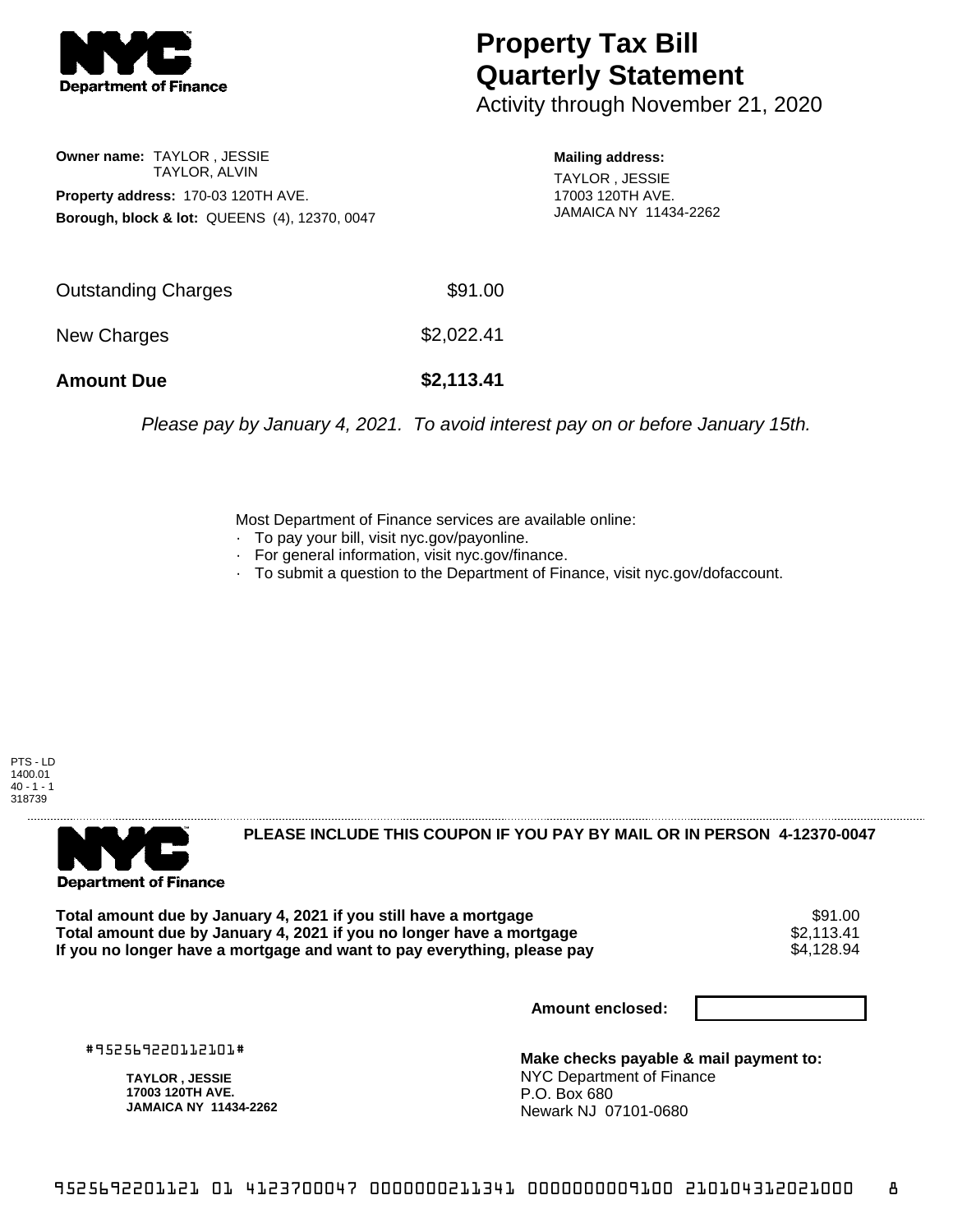**NYC Department of Finance**

# Property Tax Bill Quarterly Statement

Activity through November 21, 2020

**Owner name:** TAYLOR , JESSIE
TAYLOR, ALVIN

**Property address:** 170-03 120TH AVE.

**Borough, block & lot:** QUEENS (4), 12370, 0047

**Mailing address:**
TAYLOR , JESSIE
17003 120TH AVE.
JAMAICA NY 11434-2262

| | |
|---|---|
| Outstanding Charges | $91.00 |
| New Charges | $2,022.41 |
| **Amount Due** | **$2,113.41** |

*Please pay by January 4, 2021. To avoid interest pay on or before January 15th.*

Most Department of Finance services are available online:

- To pay your bill, visit nyc.gov/payonline.
- For general information, visit nyc.gov/finance.
- To submit a question to the Department of Finance, visit nyc.gov/dofaccount.

PTS - LD
1400.01
40 - 1 - 1
318739

---

**NYC Department of Finance**

**PLEASE INCLUDE THIS COUPON IF YOU PAY BY MAIL OR IN PERSON 4-12370-0047**

| | |
|---|---|
| **Total amount due by January 4, 2021 if you still have a mortgage** | $91.00 |
| **Total amount due by January 4, 2021 if you no longer have a mortgage** | $2,113.41 |
| **If you no longer have a mortgage and want to pay everything, please pay** | $4,128.94 |

**Amount enclosed:**

#952569220112101#

**TAYLOR , JESSIE**
**17003 120TH AVE.**
**JAMAICA NY 11434-2262**

**Make checks payable & mail payment to:**
NYC Department of Finance
P.O. Box 680
Newark NJ 07101-0680

9525692201121 01 4123700047 0000000211341 0000000009100 210104312021000 8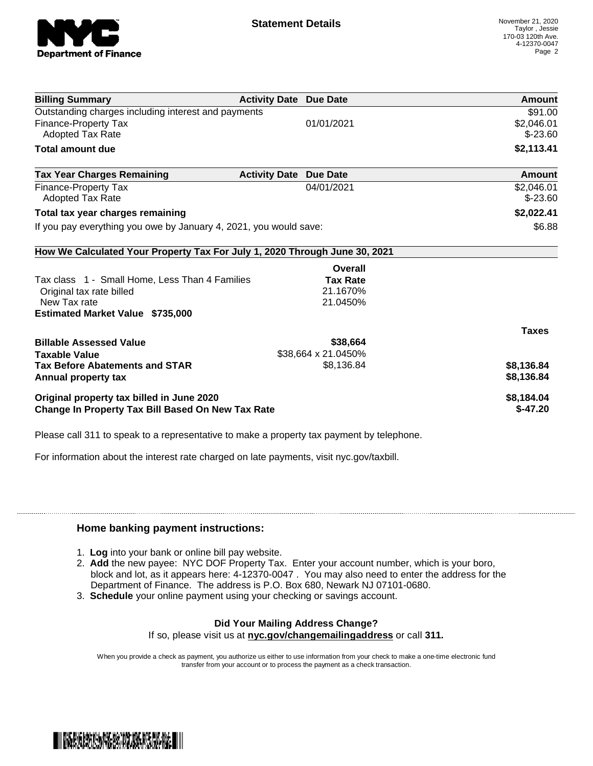# Statement Details

November 21, 2020
Taylor , Jessie
170-03 120th Ave.
4-12370-0047

| Billing Summary | Activity Date | Due Date | Amount |
|---|---|---|---|
| Outstanding charges including interest and payments | | | $91.00 |
| Finance-Property Tax | | 01/01/2021 | $2,046.01 |
| Adopted Tax Rate | | | $-23.60 |
| **Total amount due** | | | **$2,113.41** |

| Tax Year Charges Remaining | Activity Date | Due Date | Amount |
|---|---|---|---|
| Finance-Property Tax | | 04/01/2021 | $2,046.01 |
| Adopted Tax Rate | | | $-23.60 |
| **Total tax year charges remaining** | | | **$2,022.41** |
| If you pay everything you owe by January 4, 2021, you would save: | | | $6.88 |

**How We Calculated Your Property Tax For July 1, 2020 Through June 30, 2021**

| | Overall Tax Rate | |
|---|---|---|
| Tax class 1 - Small Home, Less Than 4 Families | | |
| Original tax rate billed | 21.1670% | |
| New Tax rate | 21.0450% | |
| **Estimated Market Value $735,000** | | |
| | | **Taxes** |
| **Billable Assessed Value** | **$38,664** | |
| **Taxable Value** | $38,664 x 21.0450% | |
| **Tax Before Abatements and STAR** | $8,136.84 | **$8,136.84** |
| **Annual property tax** | | **$8,136.84** |
| **Original property tax billed in June 2020** | | **$8,184.04** |
| **Change In Property Tax Bill Based On New Tax Rate** | | **$-47.20** |

Please call 311 to speak to a representative to make a property tax payment by telephone.

For information about the interest rate charged on late payments, visit nyc.gov/taxbill.

## Home banking payment instructions:

1. **Log** into your bank or online bill pay website.
2. **Add** the new payee: NYC DOF Property Tax. Enter your account number, which is your boro, block and lot, as it appears here: 4-12370-0047 . You may also need to enter the address for the Department of Finance. The address is P.O. Box 680, Newark NJ 07101-0680.
3. **Schedule** your online payment using your checking or savings account.

**Did Your Mailing Address Change?**
If so, please visit us at **nyc.gov/changemailingaddress** or call **311.**

When you provide a check as payment, you authorize us either to use information from your check to make a one-time electronic fund transfer from your account or to process the payment as a check transaction.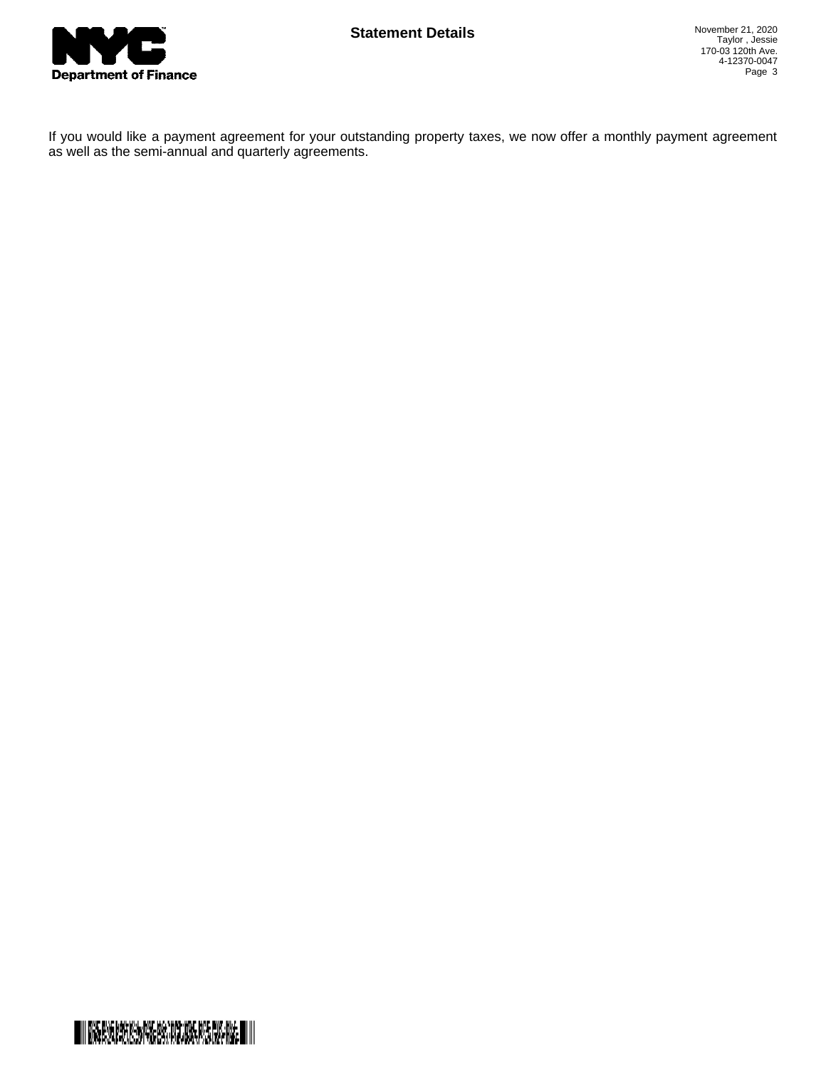If you would like a payment agreement for your outstanding property taxes, we now offer a monthly payment agreement as well as the semi-annual and quarterly agreements.